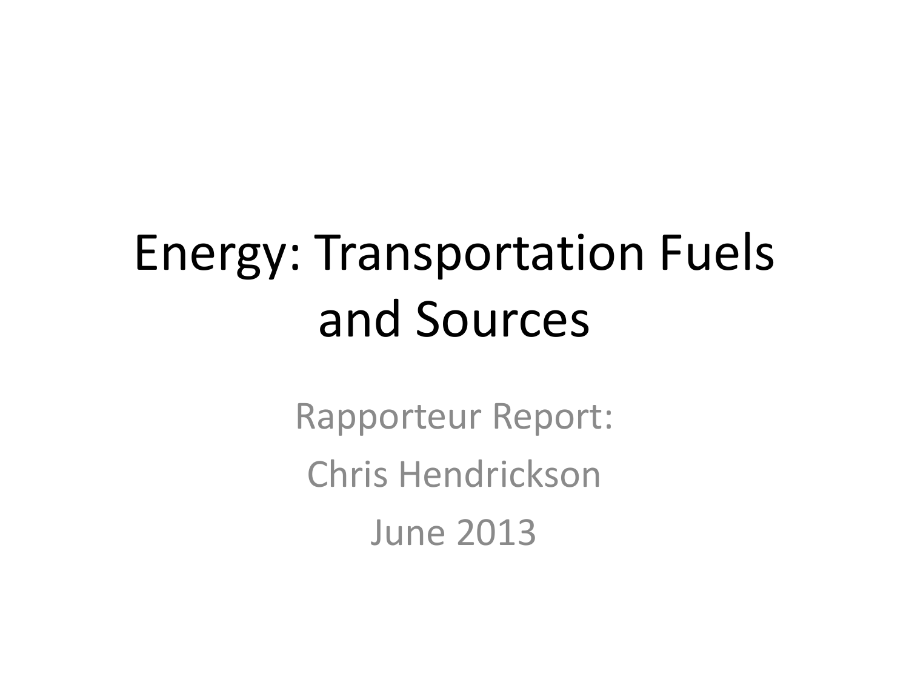# Energy: Transportation Fuels and Sources

Rapporteur Report:

Chris Hendrickson

June 2013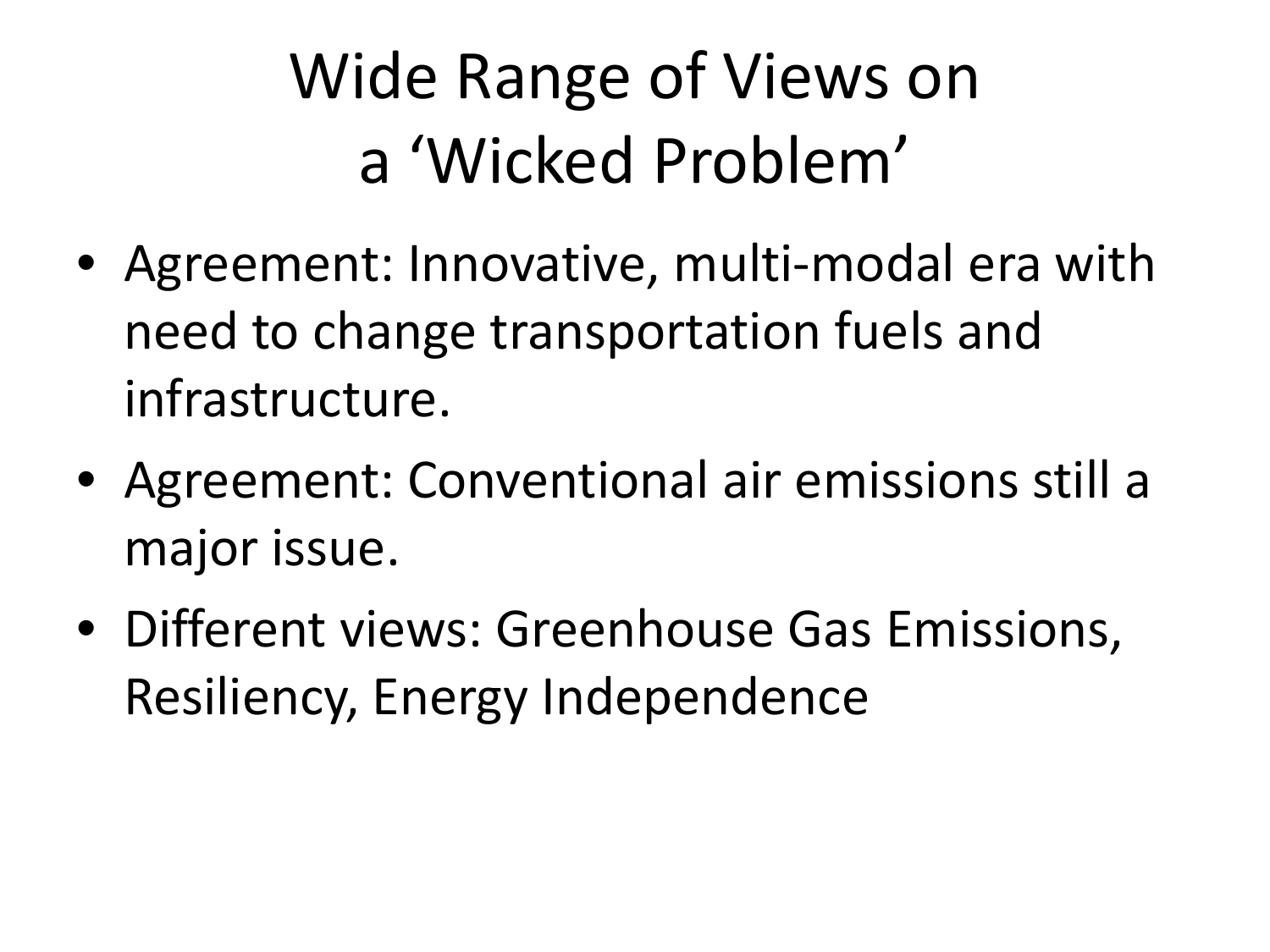# Wide Range of Views on a 'Wicked Problem'

- Agreement: Innovative, multi-modal era with need to change transportation fuels and infrastructure.
- Agreement: Conventional air emissions still a major issue.
- Different views: Greenhouse Gas Emissions, Resiliency, Energy Independence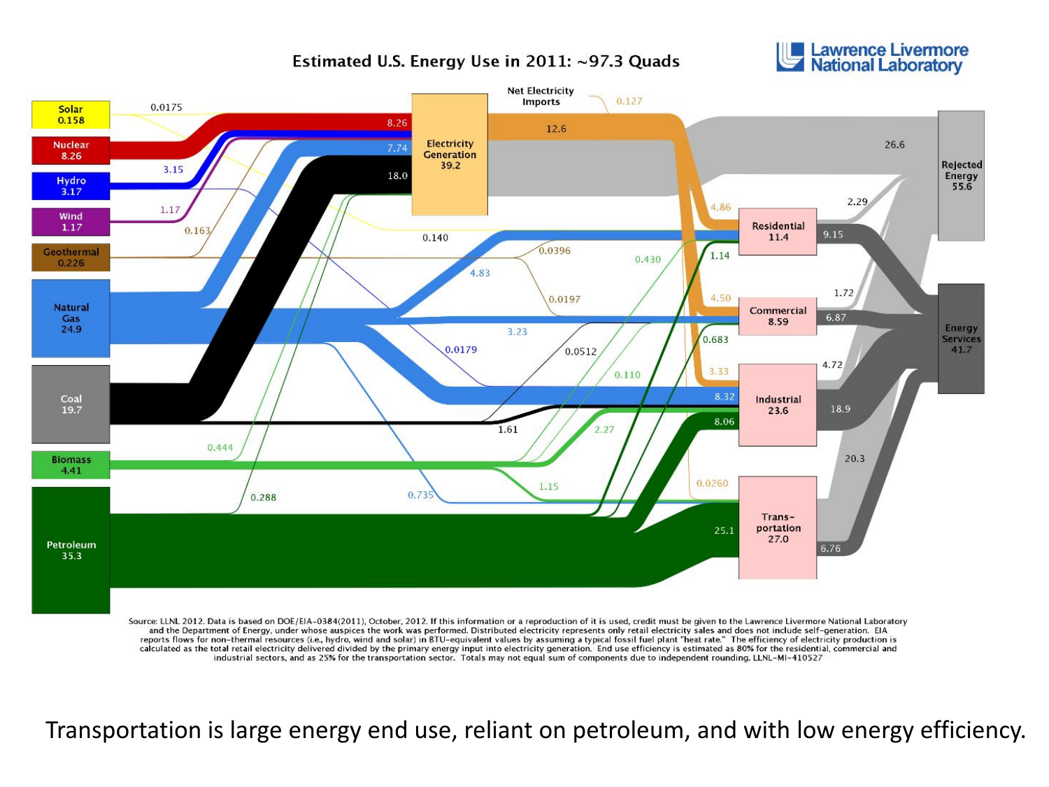# Estimated U.S. Energy Use in 2011: ~97.3 Quads

Lawrence Livermore National Laboratory

Solar 0.158 | Nuclear 8.26 | Hydro 3.17 | Wind 1.17 | Geothermal 0.226 | Natural Gas 24.9 | Coal 19.7 | Biomass 4.41 | Petroleum 35.3

Electricity Generation 39.2 | Net Electricity Imports 0.127 | 12.6

Residential 11.4 | Commercial 8.59 | Industrial 23.6 | Transportation 27.0

Rejected Energy 55.6 | Energy Services 41.7

Source: LLNL 2012. Data is based on DOE/EIA-0384(2011), October, 2012. If this information or a reproduction of it is used, credit must be given to the Lawrence Livermore National Laboratory and the Department of Energy, under whose auspices the work was performed. Distributed electricity represents only retail electricity sales and does not include self-generation. EIA reports flows for non-thermal resources (i.e., hydro, wind and solar) in BTU-equivalent values by assuming a typical fossil fuel plant "heat rate." The efficiency of electricity production is calculated as the total retail electricity delivered divided by the primary energy input into electricity generation. End use efficiency is estimated as 80% for the residential, commercial and industrial sectors, and as 25% for the transportation sector. Totals may not equal sum of components due to independent rounding. LLNL-MI-410527

Transportation is large energy end use, reliant on petroleum, and with low energy efficiency.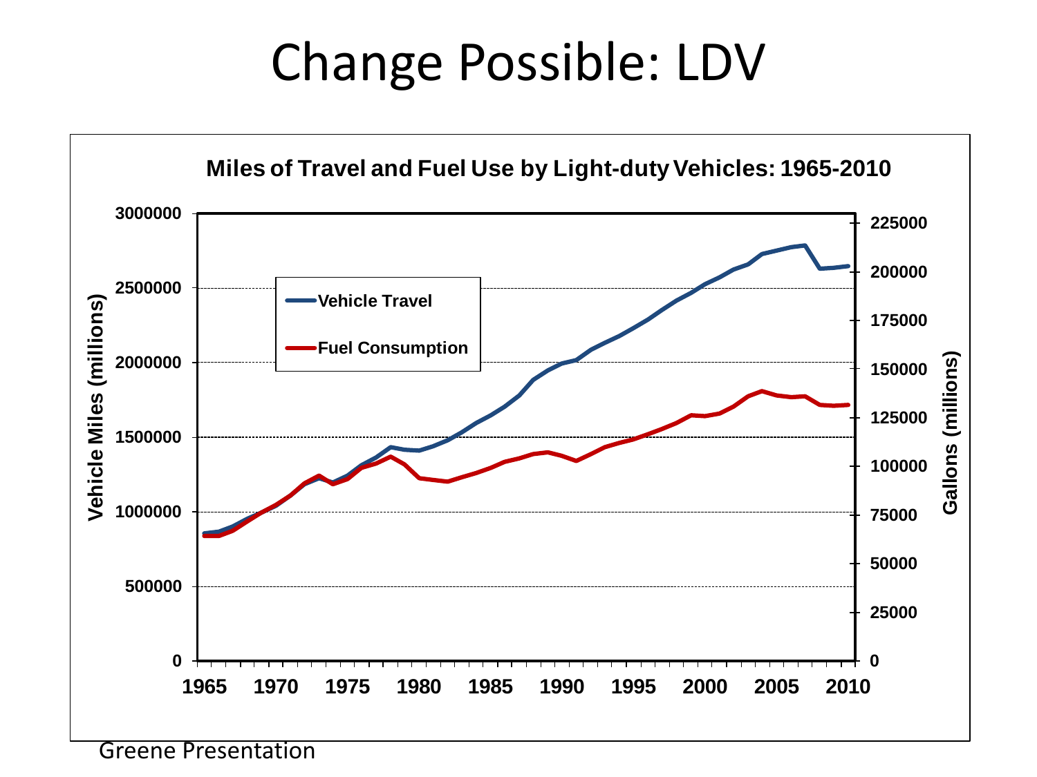# Change Possible: LDV

**Miles of Travel and Fuel Use by Light-duty Vehicles: 1965-2010**

Greene Presentation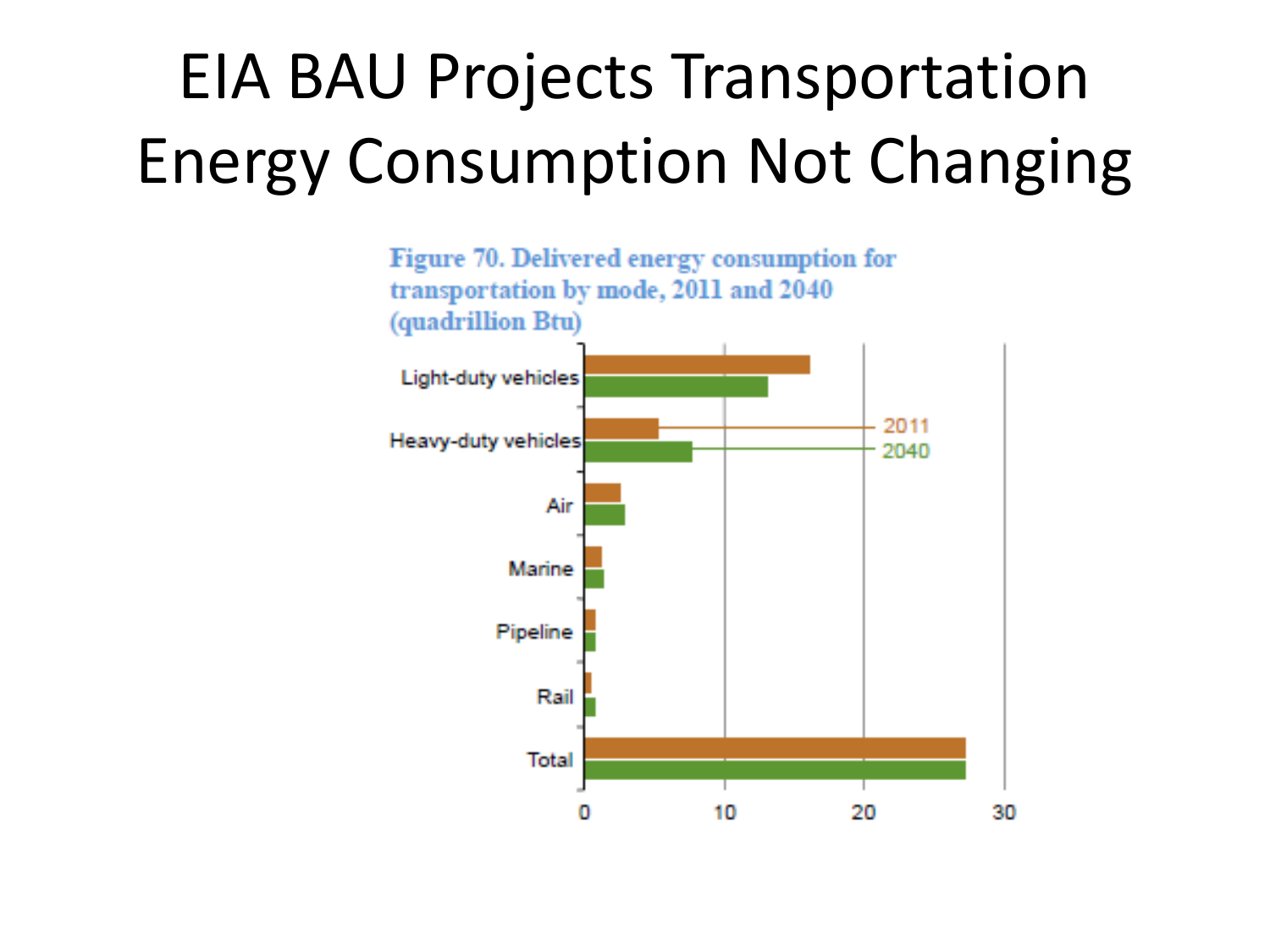# EIA BAU Projects Transportation Energy Consumption Not Changing

**Figure 70. Delivered energy consumption for transportation by mode, 2011 and 2040 (quadrillion Btu)**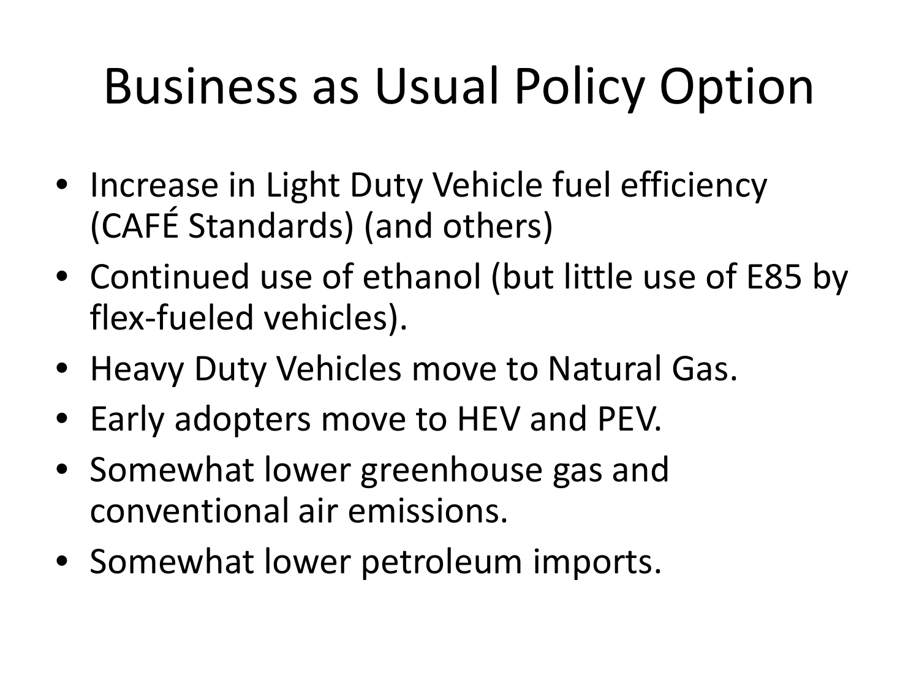# Business as Usual Policy Option

- Increase in Light Duty Vehicle fuel efficiency (CAFÉ Standards) (and others)
- Continued use of ethanol (but little use of E85 by flex-fueled vehicles).
- Heavy Duty Vehicles move to Natural Gas.
- Early adopters move to HEV and PEV.
- Somewhat lower greenhouse gas and conventional air emissions.
- Somewhat lower petroleum imports.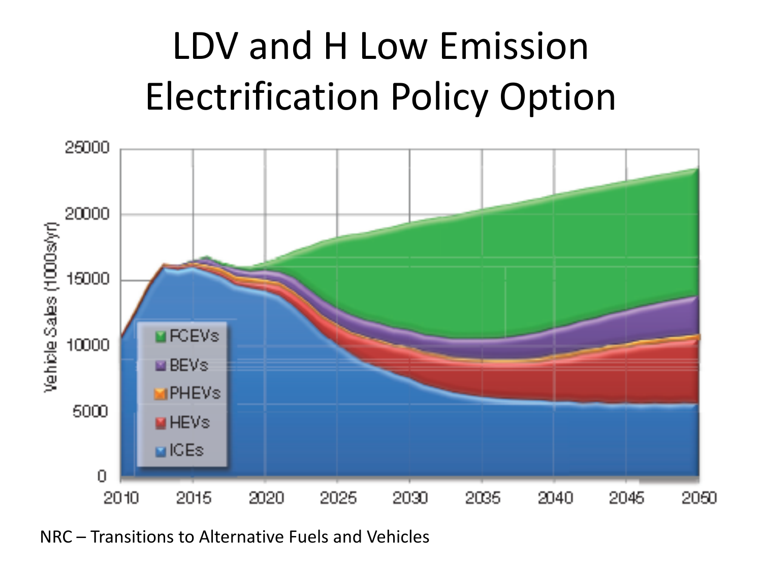# LDV and H Low Emission Electrification Policy Option

NRC – Transitions to Alternative Fuels and Vehicles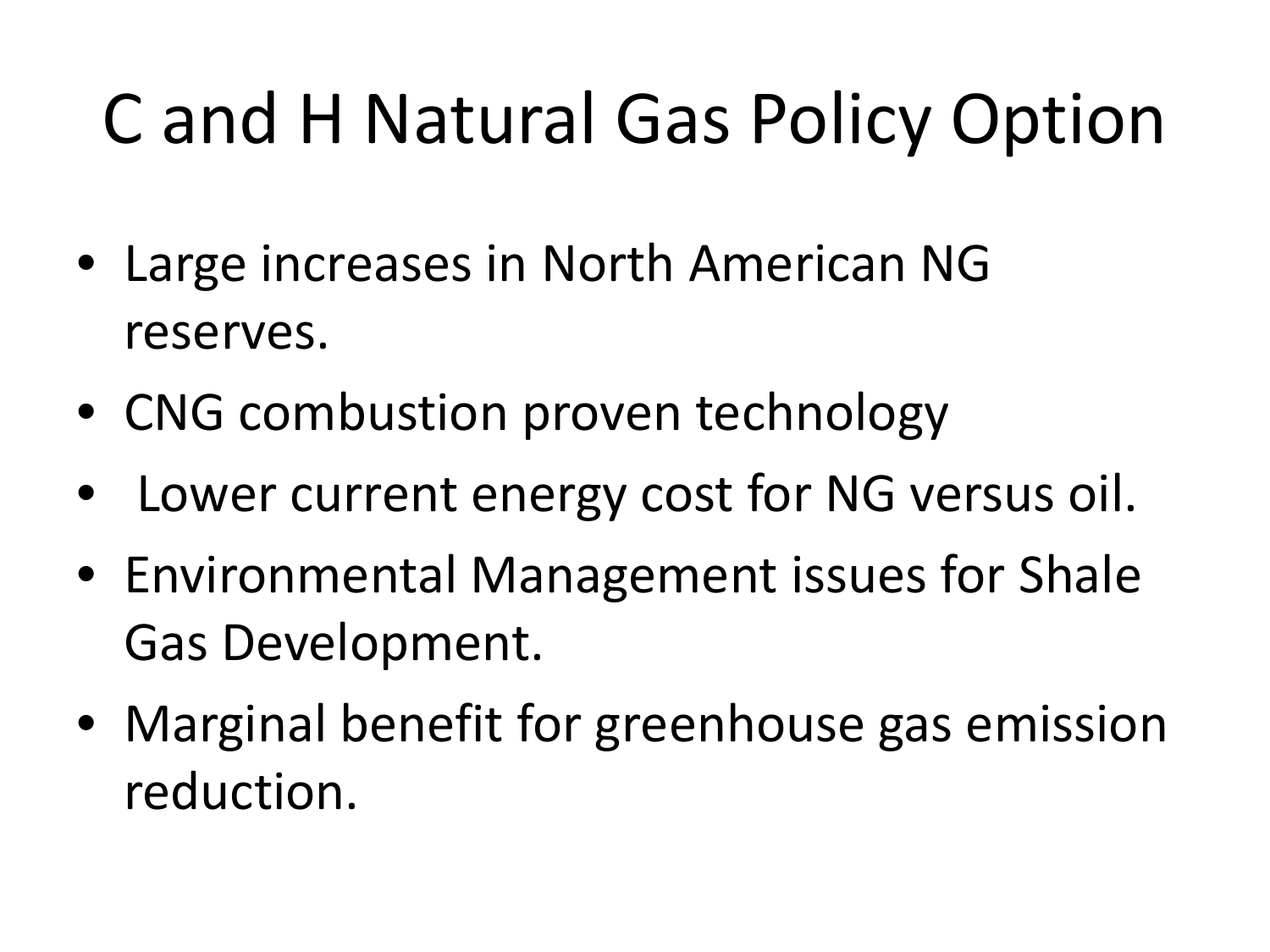# C and H Natural Gas Policy Option

- Large increases in North American NG reserves.
- CNG combustion proven technology
- Lower current energy cost for NG versus oil.
- Environmental Management issues for Shale Gas Development.
- Marginal benefit for greenhouse gas emission reduction.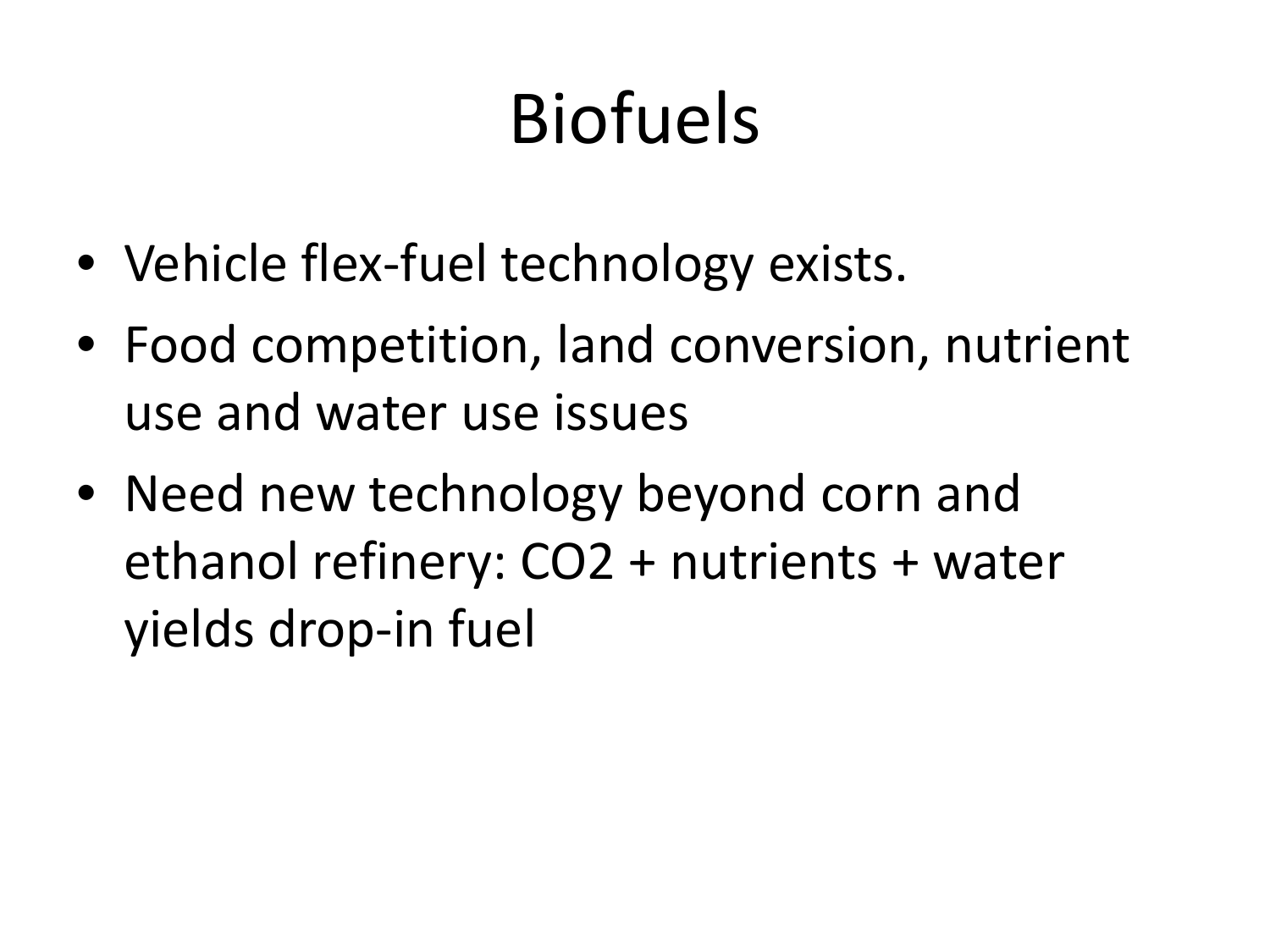# Biofuels

- Vehicle flex-fuel technology exists.
- Food competition, land conversion, nutrient use and water use issues
- Need new technology beyond corn and ethanol refinery: $CO_2$ + nutrients + water yields drop-in fuel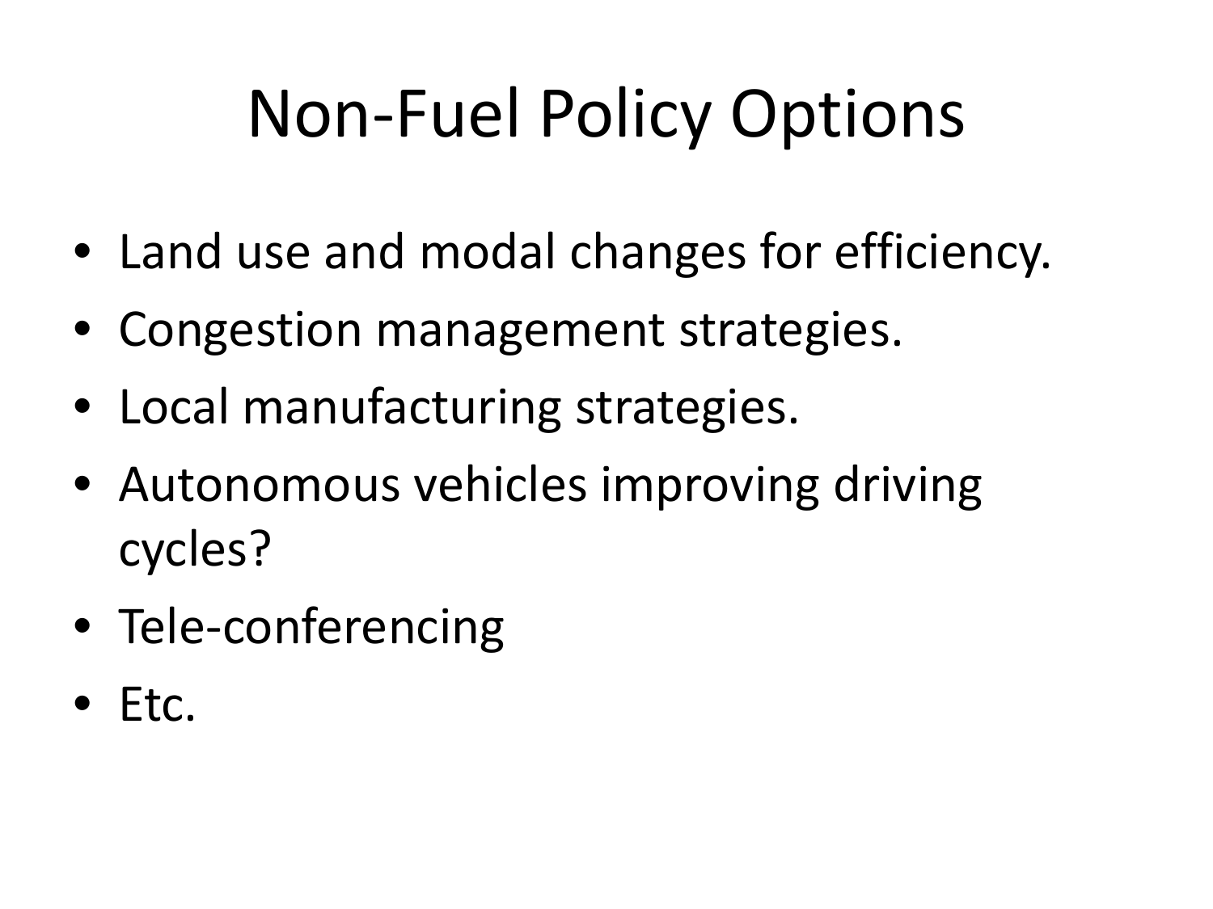# Non-Fuel Policy Options

- Land use and modal changes for efficiency.
- Congestion management strategies.
- Local manufacturing strategies.
- Autonomous vehicles improving driving cycles?
- Tele-conferencing
- Etc.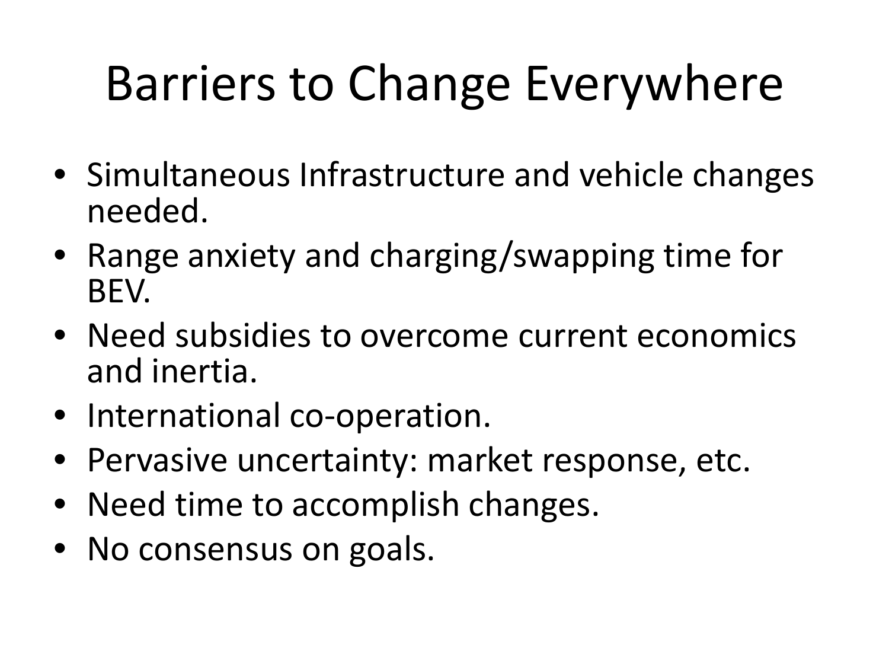# Barriers to Change Everywhere

- Simultaneous Infrastructure and vehicle changes needed.
- Range anxiety and charging/swapping time for BEV.
- Need subsidies to overcome current economics and inertia.
- International co-operation.
- Pervasive uncertainty: market response, etc.
- Need time to accomplish changes.
- No consensus on goals.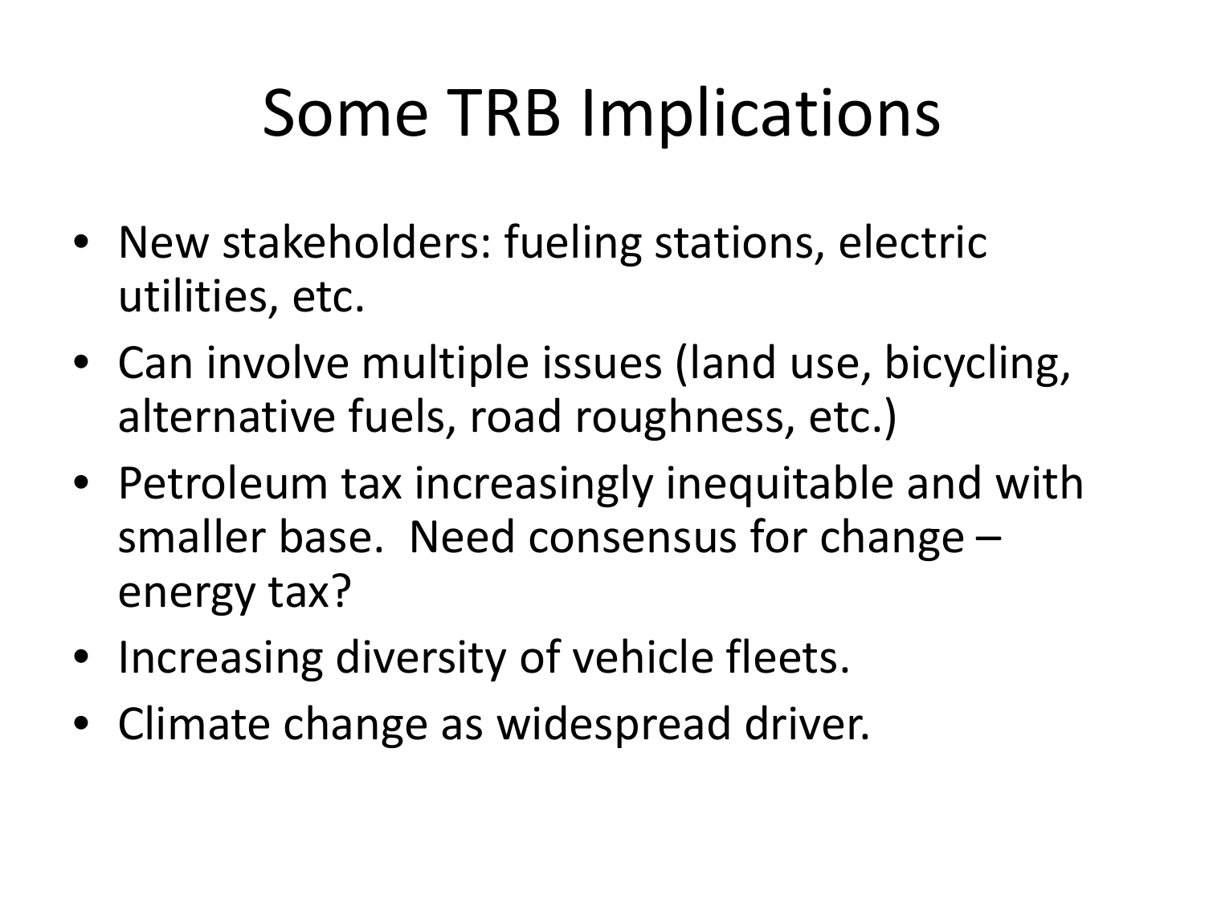# Some TRB Implications

- New stakeholders: fueling stations, electric utilities, etc.
- Can involve multiple issues (land use, bicycling, alternative fuels, road roughness, etc.)
- Petroleum tax increasingly inequitable and with smaller base. Need consensus for change – energy tax?
- Increasing diversity of vehicle fleets.
- Climate change as widespread driver.